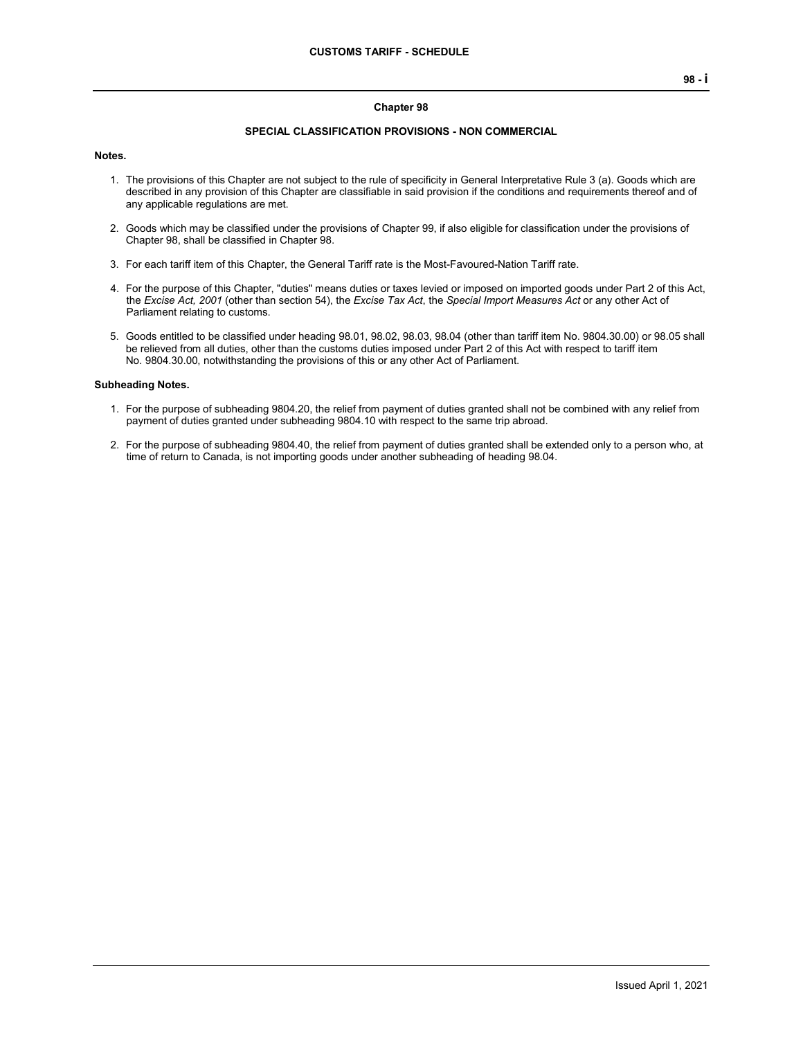## Chapter 98

### SPECIAL CLASSIFICATION PROVISIONS - NON COMMERCIAL

**Notes.**

1. The provisions of this Chapter are not subject to the rule of specificity in General Interpretative Rule 3 (a). Goods which are described in any provision of this Chapter are classifiable in said provision if the conditions and requirements thereof and of any applicable regulations are met.

2. Goods which may be classified under the provisions of Chapter 99, if also eligible for classification under the provisions of Chapter 98, shall be classified in Chapter 98.

3. For each tariff item of this Chapter, the General Tariff rate is the Most-Favoured-Nation Tariff rate.

4. For the purpose of this Chapter, "duties" means duties or taxes levied or imposed on imported goods under Part 2 of this Act, the *Excise Act, 2001* (other than section 54), the *Excise Tax Act*, the *Special Import Measures Act* or any other Act of Parliament relating to customs.

5. Goods entitled to be classified under heading 98.01, 98.02, 98.03, 98.04 (other than tariff item No. 9804.30.00) or 98.05 shall be relieved from all duties, other than the customs duties imposed under Part 2 of this Act with respect to tariff item No. 9804.30.00, notwithstanding the provisions of this or any other Act of Parliament.

**Subheading Notes.**

1. For the purpose of subheading 9804.20, the relief from payment of duties granted shall not be combined with any relief from payment of duties granted under subheading 9804.10 with respect to the same trip abroad.

2. For the purpose of subheading 9804.40, the relief from payment of duties granted shall be extended only to a person who, at time of return to Canada, is not importing goods under another subheading of heading 98.04.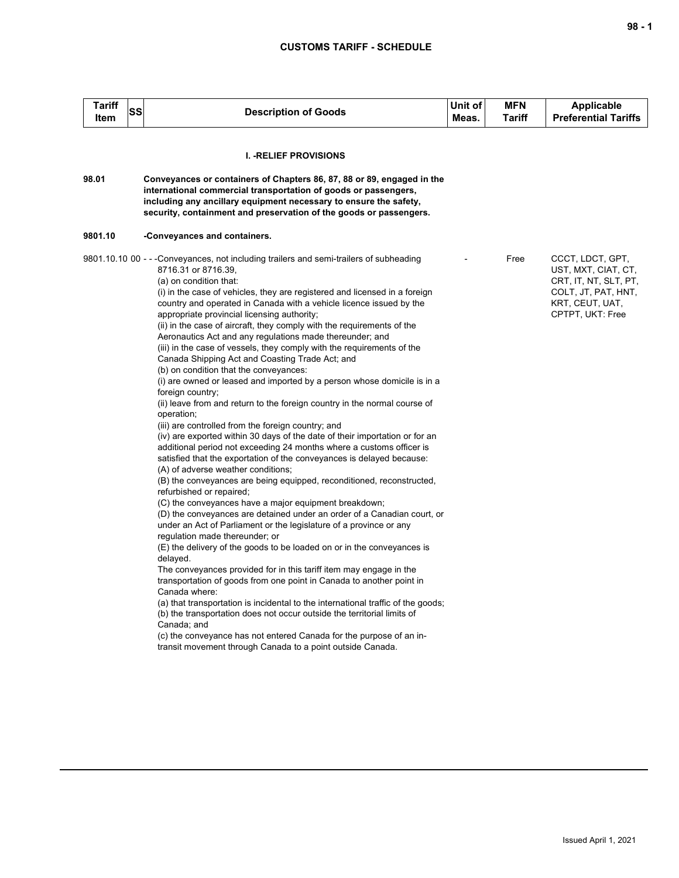| Tariff Item | SS | Description of Goods | Unit of Meas. | MFN Tariff | Applicable Preferential Tariffs |
|---|---|---|---|---|---|
| | | **I. -RELIEF PROVISIONS** | | | |
| **98.01** | | **Conveyances or containers of Chapters 86, 87, 88 or 89, engaged in the international commercial transportation of goods or passengers, including any ancillary equipment necessary to ensure the safety, security, containment and preservation of the goods or passengers.** | | | |
| **9801.10** | | **-Conveyances and containers.** | | | |
| 9801.10.10 | 00 | - - -Conveyances, not including trailers and semi-trailers of subheading 8716.31 or 8716.39,<br>(a) on condition that:<br>(i) in the case of vehicles, they are registered and licensed in a foreign country and operated in Canada with a vehicle licence issued by the appropriate provincial licensing authority;<br>(ii) in the case of aircraft, they comply with the requirements of the Aeronautics Act and any regulations made thereunder; and<br>(iii) in the case of vessels, they comply with the requirements of the Canada Shipping Act and Coasting Trade Act; and<br>(b) on condition that the conveyances:<br>(i) are owned or leased and imported by a person whose domicile is in a foreign country;<br>(ii) leave from and return to the foreign country in the normal course of operation;<br>(iii) are controlled from the foreign country; and<br>(iv) are exported within 30 days of the date of their importation or for an additional period not exceeding 24 months where a customs officer is satisfied that the exportation of the conveyances is delayed because:<br>(A) of adverse weather conditions;<br>(B) the conveyances are being equipped, reconditioned, reconstructed, refurbished or repaired;<br>(C) the conveyances have a major equipment breakdown;<br>(D) the conveyances are detained under an order of a Canadian court, or under an Act of Parliament or the legislature of a province or any regulation made thereunder; or<br>(E) the delivery of the goods to be loaded on or in the conveyances is delayed.<br>The conveyances provided for in this tariff item may engage in the transportation of goods from one point in Canada to another point in Canada where:<br>(a) that transportation is incidental to the international traffic of the goods;<br>(b) the transportation does not occur outside the territorial limits of Canada; and<br>(c) the conveyance has not entered Canada for the purpose of an in-transit movement through Canada to a point outside Canada. | - | Free | CCCT, LDCT, GPT, UST, MXT, CIAT, CT, CRT, IT, NT, SLT, PT, COLT, JT, PAT, HNT, KRT, CEUT, UAT, CPTPT, UKT: Free |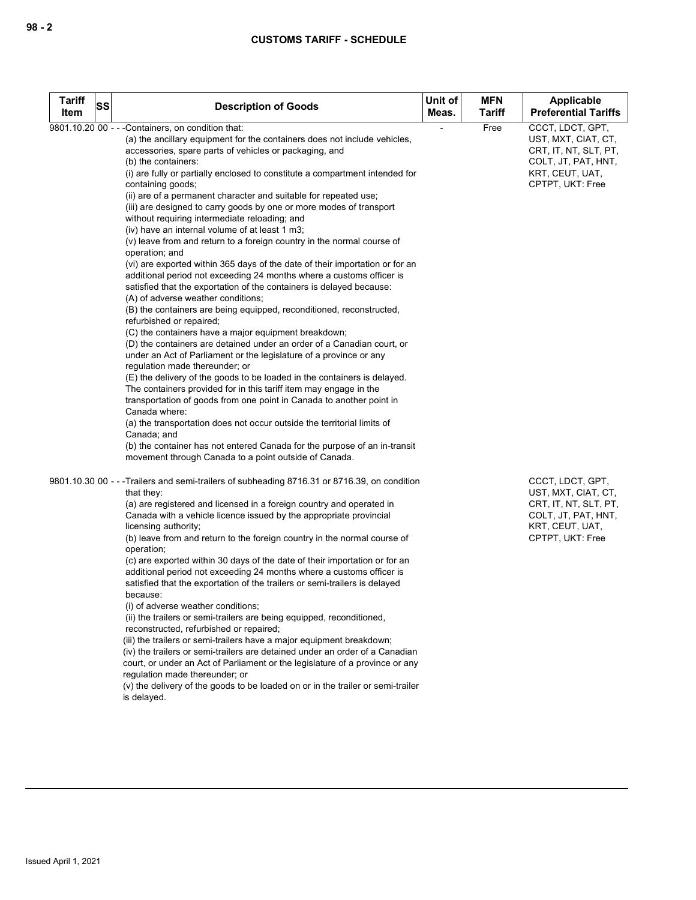| Tariff Item | SS | Description of Goods | Unit of Meas. | MFN Tariff | Applicable Preferential Tariffs |
|---|---|---|---|---|---|
| 9801.10.20 | 00 | - - -Containers, on condition that:<br>(a) the ancillary equipment for the containers does not include vehicles, accessories, spare parts of vehicles or packaging, and<br>(b) the containers:<br>(i) are fully or partially enclosed to constitute a compartment intended for containing goods;<br>(ii) are of a permanent character and suitable for repeated use;<br>(iii) are designed to carry goods by one or more modes of transport without requiring intermediate reloading; and<br>(iv) have an internal volume of at least 1 m3;<br>(v) leave from and return to a foreign country in the normal course of operation; and<br>(vi) are exported within 365 days of the date of their importation or for an additional period not exceeding 24 months where a customs officer is satisfied that the exportation of the containers is delayed because:<br>(A) of adverse weather conditions;<br>(B) the containers are being equipped, reconditioned, reconstructed, refurbished or repaired;<br>(C) the containers have a major equipment breakdown;<br>(D) the containers are detained under an order of a Canadian court, or under an Act of Parliament or the legislature of a province or any regulation made thereunder; or<br>(E) the delivery of the goods to be loaded in the containers is delayed.<br>The containers provided for in this tariff item may engage in the transportation of goods from one point in Canada to another point in Canada where:<br>(a) the transportation does not occur outside the territorial limits of Canada; and<br>(b) the container has not entered Canada for the purpose of an in-transit movement through Canada to a point outside of Canada. | - | Free | CCCT, LDCT, GPT, UST, MXT, CIAT, CT, CRT, IT, NT, SLT, PT, COLT, JT, PAT, HNT, KRT, CEUT, UAT, CPTPT, UKT: Free |
| 9801.10.30 | 00 | - - -Trailers and semi-trailers of subheading 8716.31 or 8716.39, on condition that they:<br>(a) are registered and licensed in a foreign country and operated in Canada with a vehicle licence issued by the appropriate provincial licensing authority;<br>(b) leave from and return to the foreign country in the normal course of operation;<br>(c) are exported within 30 days of the date of their importation or for an additional period not exceeding 24 months where a customs officer is satisfied that the exportation of the trailers or semi-trailers is delayed because:<br>(i) of adverse weather conditions;<br>(ii) the trailers or semi-trailers are being equipped, reconditioned, reconstructed, refurbished or repaired;<br>(iii) the trailers or semi-trailers have a major equipment breakdown;<br>(iv) the trailers or semi-trailers are detained under an order of a Canadian court, or under an Act of Parliament or the legislature of a province or any regulation made thereunder; or<br>(v) the delivery of the goods to be loaded on or in the trailer or semi-trailer is delayed. | | | CCCT, LDCT, GPT, UST, MXT, CIAT, CT, CRT, IT, NT, SLT, PT, COLT, JT, PAT, HNT, KRT, CEUT, UAT, CPTPT, UKT: Free |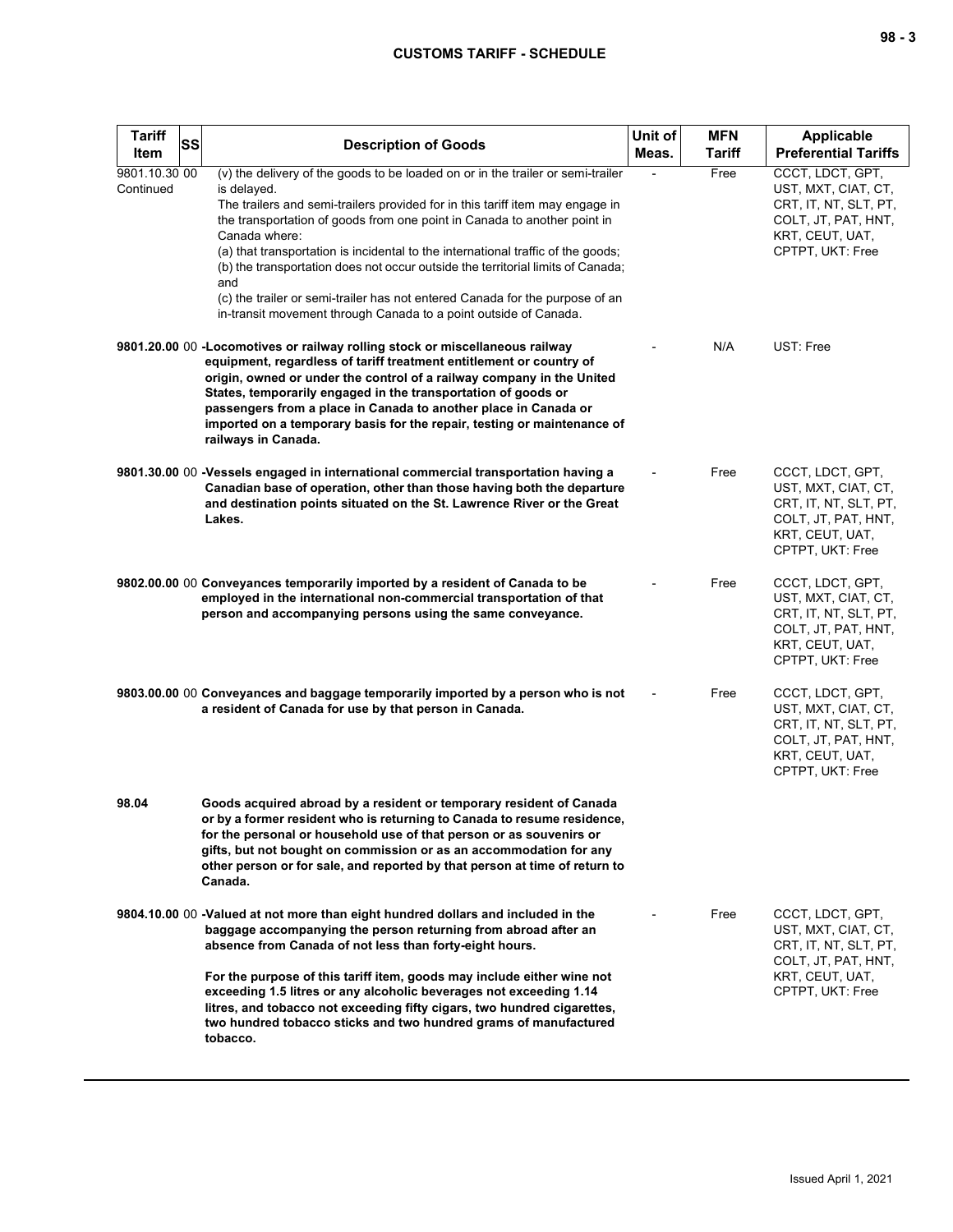| Tariff Item | SS | Description of Goods | Unit of Meas. | MFN Tariff | Applicable Preferential Tariffs |
|---|---|---|---|---|---|
| 9801.10.30 Continued | 00 | (v) the delivery of the goods to be loaded on or in the trailer or semi-trailer is delayed.<br>The trailers and semi-trailers provided for in this tariff item may engage in the transportation of goods from one point in Canada to another point in Canada where:<br>(a) that transportation is incidental to the international traffic of the goods;<br>(b) the transportation does not occur outside the territorial limits of Canada; and<br>(c) the trailer or semi-trailer has not entered Canada for the purpose of an in-transit movement through Canada to a point outside of Canada. | - | Free | CCCT, LDCT, GPT, UST, MXT, CIAT, CT, CRT, IT, NT, SLT, PT, COLT, JT, PAT, HNT, KRT, CEUT, UAT, CPTPT, UKT: Free |
| **9801.20.00** | 00 | **-Locomotives or railway rolling stock or miscellaneous railway equipment, regardless of tariff treatment entitlement or country of origin, owned or under the control of a railway company in the United States, temporarily engaged in the transportation of goods or passengers from a place in Canada to another place in Canada or imported on a temporary basis for the repair, testing or maintenance of railways in Canada.** | - | N/A | UST: Free |
| **9801.30.00** | 00 | **-Vessels engaged in international commercial transportation having a Canadian base of operation, other than those having both the departure and destination points situated on the St. Lawrence River or the Great Lakes.** | - | Free | CCCT, LDCT, GPT, UST, MXT, CIAT, CT, CRT, IT, NT, SLT, PT, COLT, JT, PAT, HNT, KRT, CEUT, UAT, CPTPT, UKT: Free |
| **9802.00.00** | 00 | **Conveyances temporarily imported by a resident of Canada to be employed in the international non-commercial transportation of that person and accompanying persons using the same conveyance.** | - | Free | CCCT, LDCT, GPT, UST, MXT, CIAT, CT, CRT, IT, NT, SLT, PT, COLT, JT, PAT, HNT, KRT, CEUT, UAT, CPTPT, UKT: Free |
| **9803.00.00** | 00 | **Conveyances and baggage temporarily imported by a person who is not a resident of Canada for use by that person in Canada.** | - | Free | CCCT, LDCT, GPT, UST, MXT, CIAT, CT, CRT, IT, NT, SLT, PT, COLT, JT, PAT, HNT, KRT, CEUT, UAT, CPTPT, UKT: Free |
| **98.04** | | **Goods acquired abroad by a resident or temporary resident of Canada or by a former resident who is returning to Canada to resume residence, for the personal or household use of that person or as souvenirs or gifts, but not bought on commission or as an accommodation for any other person or for sale, and reported by that person at time of return to Canada.** | | | |
| **9804.10.00** | 00 | **-Valued at not more than eight hundred dollars and included in the baggage accompanying the person returning from abroad after an absence from Canada of not less than forty-eight hours.**<br><br>**For the purpose of this tariff item, goods may include either wine not exceeding 1.5 litres or any alcoholic beverages not exceeding 1.14 litres, and tobacco not exceeding fifty cigars, two hundred cigarettes, two hundred tobacco sticks and two hundred grams of manufactured tobacco.** | - | Free | CCCT, LDCT, GPT, UST, MXT, CIAT, CT, CRT, IT, NT, SLT, PT, COLT, JT, PAT, HNT, KRT, CEUT, UAT, CPTPT, UKT: Free |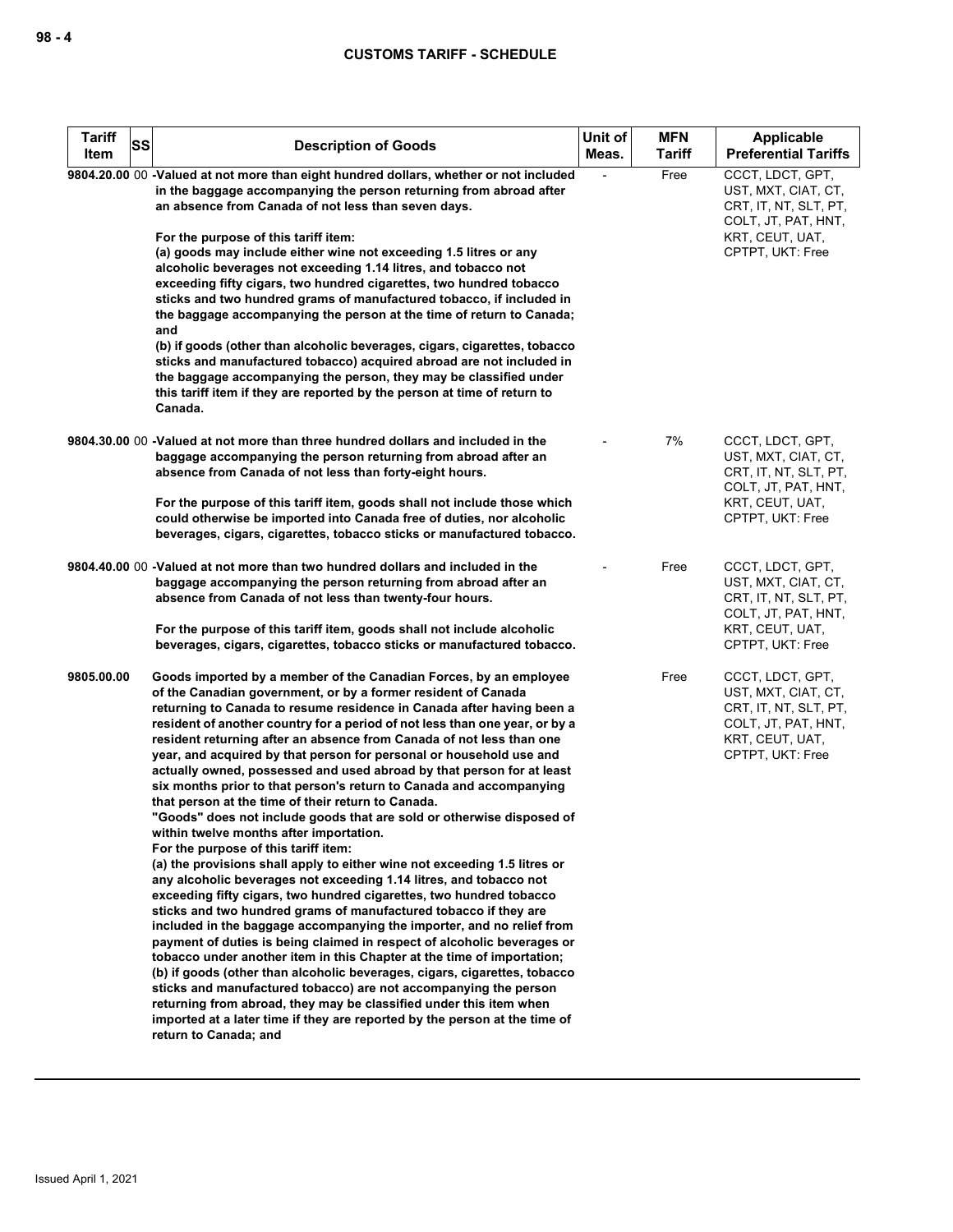| Tariff Item | SS | Description of Goods | Unit of Meas. | MFN Tariff | Applicable Preferential Tariffs |
|---|---|---|---|---|---|
| 9804.20.00 | 00 | -Valued at not more than eight hundred dollars, whether or not included in the baggage accompanying the person returning from abroad after an absence from Canada of not less than seven days.<br><br>For the purpose of this tariff item:<br>(a) goods may include either wine not exceeding 1.5 litres or any alcoholic beverages not exceeding 1.14 litres, and tobacco not exceeding fifty cigars, two hundred cigarettes, two hundred tobacco sticks and two hundred grams of manufactured tobacco, if included in the baggage accompanying the person at the time of return to Canada; and<br>(b) if goods (other than alcoholic beverages, cigars, cigarettes, tobacco sticks and manufactured tobacco) acquired abroad are not included in the baggage accompanying the person, they may be classified under this tariff item if they are reported by the person at time of return to Canada. | - | Free | CCCT, LDCT, GPT, UST, MXT, CIAT, CT, CRT, IT, NT, SLT, PT, COLT, JT, PAT, HNT, KRT, CEUT, UAT, CPTPT, UKT: Free |
| 9804.30.00 | 00 | -Valued at not more than three hundred dollars and included in the baggage accompanying the person returning from abroad after an absence from Canada of not less than forty-eight hours.<br><br>For the purpose of this tariff item, goods shall not include those which could otherwise be imported into Canada free of duties, nor alcoholic beverages, cigars, cigarettes, tobacco sticks or manufactured tobacco. | - | 7% | CCCT, LDCT, GPT, UST, MXT, CIAT, CT, CRT, IT, NT, SLT, PT, COLT, JT, PAT, HNT, KRT, CEUT, UAT, CPTPT, UKT: Free |
| 9804.40.00 | 00 | -Valued at not more than two hundred dollars and included in the baggage accompanying the person returning from abroad after an absence from Canada of not less than twenty-four hours.<br><br>For the purpose of this tariff item, goods shall not include alcoholic beverages, cigars, cigarettes, tobacco sticks or manufactured tobacco. | - | Free | CCCT, LDCT, GPT, UST, MXT, CIAT, CT, CRT, IT, NT, SLT, PT, COLT, JT, PAT, HNT, KRT, CEUT, UAT, CPTPT, UKT: Free |
| 9805.00.00 | | Goods imported by a member of the Canadian Forces, by an employee of the Canadian government, or by a former resident of Canada returning to Canada to resume residence in Canada after having been a resident of another country for a period of not less than one year, or by a resident returning after an absence from Canada of not less than one year, and acquired by that person for personal or household use and actually owned, possessed and used abroad by that person for at least six months prior to that person's return to Canada and accompanying that person at the time of their return to Canada.<br>"Goods" does not include goods that are sold or otherwise disposed of within twelve months after importation.<br>For the purpose of this tariff item:<br>(a) the provisions shall apply to either wine not exceeding 1.5 litres or any alcoholic beverages not exceeding 1.14 litres, and tobacco not exceeding fifty cigars, two hundred cigarettes, two hundred tobacco sticks and two hundred grams of manufactured tobacco if they are included in the baggage accompanying the importer, and no relief from payment of duties is being claimed in respect of alcoholic beverages or tobacco under another item in this Chapter at the time of importation;<br>(b) if goods (other than alcoholic beverages, cigars, cigarettes, tobacco sticks and manufactured tobacco) are not accompanying the person returning from abroad, they may be classified under this item when imported at a later time if they are reported by the person at the time of return to Canada; and | | Free | CCCT, LDCT, GPT, UST, MXT, CIAT, CT, CRT, IT, NT, SLT, PT, COLT, JT, PAT, HNT, KRT, CEUT, UAT, CPTPT, UKT: Free |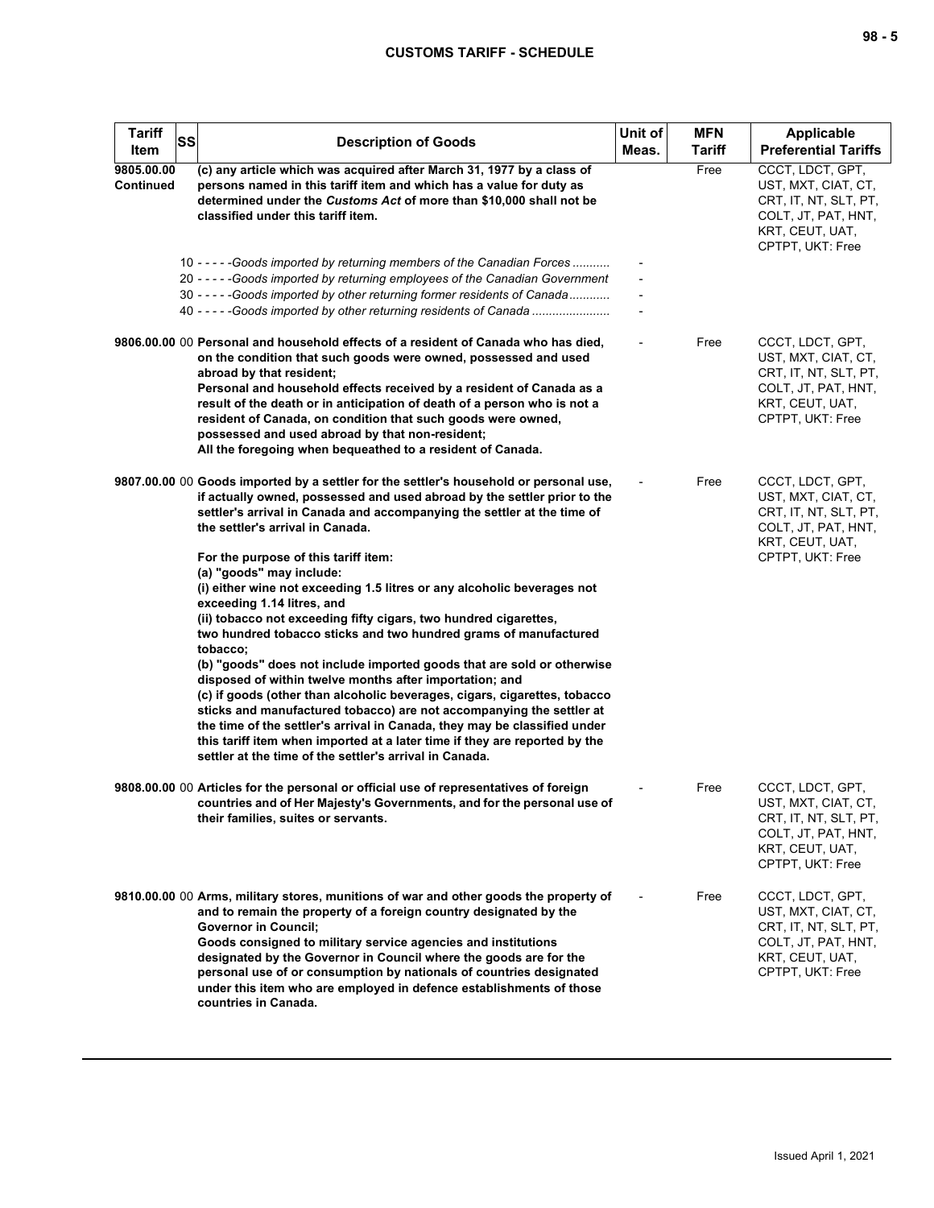| Tariff Item | SS | Description of Goods | Unit of Meas. | MFN Tariff | Applicable Preferential Tariffs |
|---|---|---|---|---|---|
| 9805.00.00 Continued | | (c) any article which was acquired after March 31, 1977 by a class of persons named in this tariff item and which has a value for duty as determined under the *Customs Act* of more than $10,000 shall not be classified under this tariff item. | | Free | CCCT, LDCT, GPT, UST, MXT, CIAT, CT, CRT, IT, NT, SLT, PT, COLT, JT, PAT, HNT, KRT, CEUT, UAT, CPTPT, UKT: Free |
| | 10 | - - - - -*Goods imported by returning members of the Canadian Forces* | - | | |
| | 20 | - - - - -*Goods imported by returning employees of the Canadian Government* | - | | |
| | 30 | - - - - -*Goods imported by other returning former residents of Canada* | - | | |
| | 40 | - - - - -*Goods imported by other returning residents of Canada* | - | | |
| 9806.00.00 | 00 | Personal and household effects of a resident of Canada who has died, on the condition that such goods were owned, possessed and used abroad by that resident;<br>Personal and household effects received by a resident of Canada as a result of the death or in anticipation of death of a person who is not a resident of Canada, on condition that such goods were owned, possessed and used abroad by that non-resident;<br>All the foregoing when bequeathed to a resident of Canada. | - | Free | CCCT, LDCT, GPT, UST, MXT, CIAT, CT, CRT, IT, NT, SLT, PT, COLT, JT, PAT, HNT, KRT, CEUT, UAT, CPTPT, UKT: Free |
| 9807.00.00 | 00 | Goods imported by a settler for the settler's household or personal use, if actually owned, possessed and used abroad by the settler prior to the settler's arrival in Canada and accompanying the settler at the time of the settler's arrival in Canada.<br><br>For the purpose of this tariff item:<br>(a) "goods" may include:<br>(i) either wine not exceeding 1.5 litres or any alcoholic beverages not exceeding 1.14 litres, and<br>(ii) tobacco not exceeding fifty cigars, two hundred cigarettes, two hundred tobacco sticks and two hundred grams of manufactured tobacco;<br>(b) "goods" does not include imported goods that are sold or otherwise disposed of within twelve months after importation; and<br>(c) if goods (other than alcoholic beverages, cigars, cigarettes, tobacco sticks and manufactured tobacco) are not accompanying the settler at the time of the settler's arrival in Canada, they may be classified under this tariff item when imported at a later time if they are reported by the settler at the time of the settler's arrival in Canada. | - | Free | CCCT, LDCT, GPT, UST, MXT, CIAT, CT, CRT, IT, NT, SLT, PT, COLT, JT, PAT, HNT, KRT, CEUT, UAT, CPTPT, UKT: Free |
| 9808.00.00 | 00 | Articles for the personal or official use of representatives of foreign countries and of Her Majesty's Governments, and for the personal use of their families, suites or servants. | - | Free | CCCT, LDCT, GPT, UST, MXT, CIAT, CT, CRT, IT, NT, SLT, PT, COLT, JT, PAT, HNT, KRT, CEUT, UAT, CPTPT, UKT: Free |
| 9810.00.00 | 00 | Arms, military stores, munitions of war and other goods the property of and to remain the property of a foreign country designated by the Governor in Council;<br>Goods consigned to military service agencies and institutions designated by the Governor in Council where the goods are for the personal use of or consumption by nationals of countries designated under this item who are employed in defence establishments of those countries in Canada. | - | Free | CCCT, LDCT, GPT, UST, MXT, CIAT, CT, CRT, IT, NT, SLT, PT, COLT, JT, PAT, HNT, KRT, CEUT, UAT, CPTPT, UKT: Free |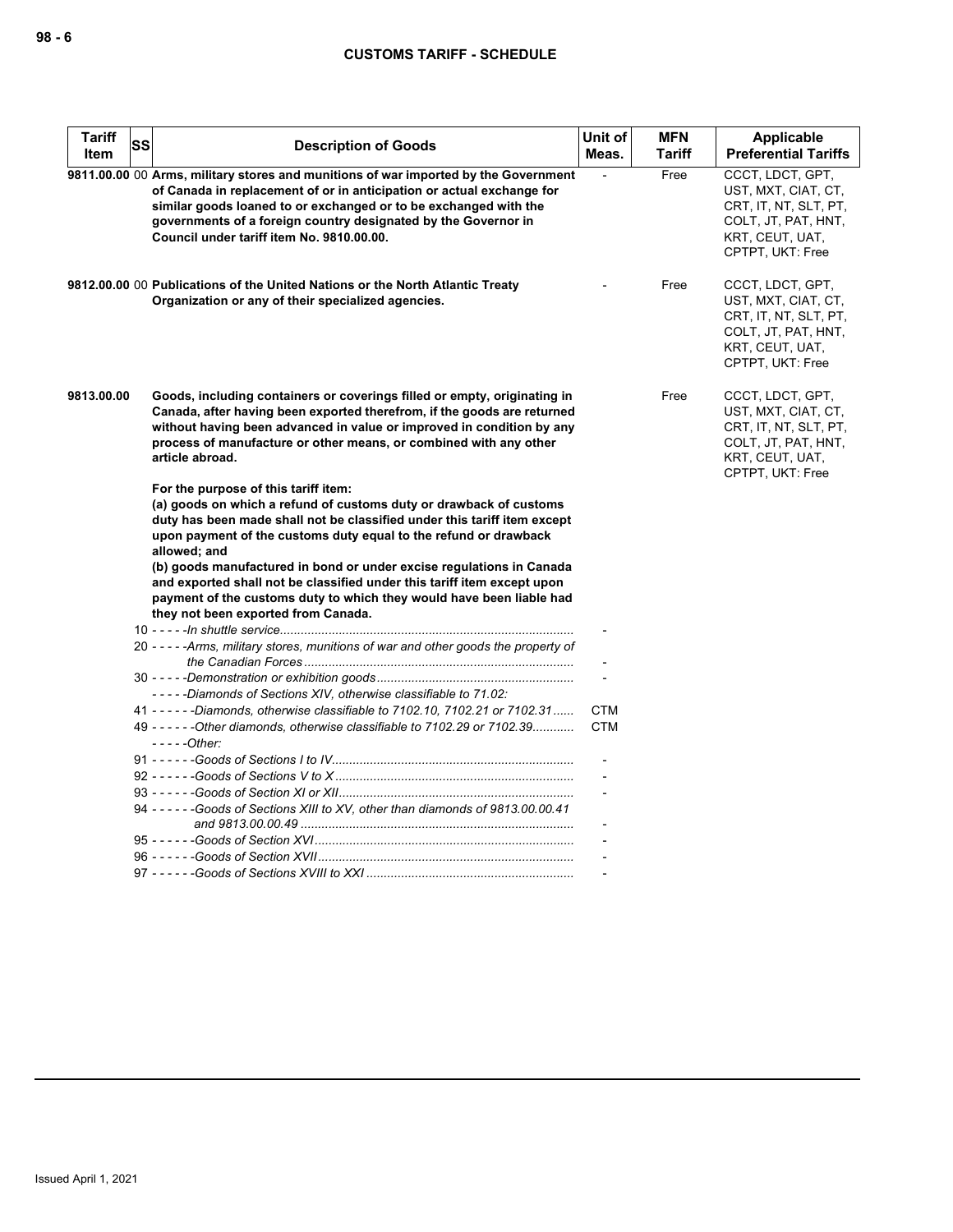| Tariff Item | SS | Description of Goods | Unit of Meas. | MFN Tariff | Applicable Preferential Tariffs |
|---|---|---|---|---|---|
| 9811.00.00 | 00 | **Arms, military stores and munitions of war imported by the Government of Canada in replacement of or in anticipation or actual exchange for similar goods loaned to or exchanged or to be exchanged with the governments of a foreign country designated by the Governor in Council under tariff item No. 9810.00.00.** | - | Free | CCCT, LDCT, GPT, UST, MXT, CIAT, CT, CRT, IT, NT, SLT, PT, COLT, JT, PAT, HNT, KRT, CEUT, UAT, CPTPT, UKT: Free |
| 9812.00.00 | 00 | **Publications of the United Nations or the North Atlantic Treaty Organization or any of their specialized agencies.** | - | Free | CCCT, LDCT, GPT, UST, MXT, CIAT, CT, CRT, IT, NT, SLT, PT, COLT, JT, PAT, HNT, KRT, CEUT, UAT, CPTPT, UKT: Free |
| 9813.00.00 | | **Goods, including containers or coverings filled or empty, originating in Canada, after having been exported therefrom, if the goods are returned without having been advanced in value or improved in condition by any process of manufacture or other means, or combined with any other article abroad.**<br><br>**For the purpose of this tariff item:**<br>**(a) goods on which a refund of customs duty or drawback of customs duty has been made shall not be classified under this tariff item except upon payment of the customs duty equal to the refund or drawback allowed; and**<br>**(b) goods manufactured in bond or under excise regulations in Canada and exported shall not be classified under this tariff item except upon payment of the customs duty to which they would have been liable had they not been exported from Canada.** | | Free | CCCT, LDCT, GPT, UST, MXT, CIAT, CT, CRT, IT, NT, SLT, PT, COLT, JT, PAT, HNT, KRT, CEUT, UAT, CPTPT, UKT: Free |
| | 10 | - - - - -*In shuttle service* | - | | |
| | 20 | - - - - -*Arms, military stores, munitions of war and other goods the property of the Canadian Forces* | - | | |
| | 30 | - - - - -*Demonstration or exhibition goods* | - | | |
| | | - - - - -*Diamonds of Sections XIV, otherwise classifiable to 71.02:* | | | |
| | 41 | - - - - - -*Diamonds, otherwise classifiable to 7102.10, 7102.21 or 7102.31* | CTM | | |
| | 49 | - - - - - -*Other diamonds, otherwise classifiable to 7102.29 or 7102.39* | CTM | | |
| | | - - - - -*Other:* | | | |
| | 91 | - - - - - -*Goods of Sections I to IV* | - | | |
| | 92 | - - - - - -*Goods of Sections V to X* | - | | |
| | 93 | - - - - - -*Goods of Section XI or XII* | - | | |
| | 94 | - - - - - -*Goods of Sections XIII to XV, other than diamonds of 9813.00.00.41 and 9813.00.00.49* | - | | |
| | 95 | - - - - - -*Goods of Section XVI* | - | | |
| | 96 | - - - - - -*Goods of Section XVII* | - | | |
| | 97 | - - - - - -*Goods of Sections XVIII to XXI* | - | | |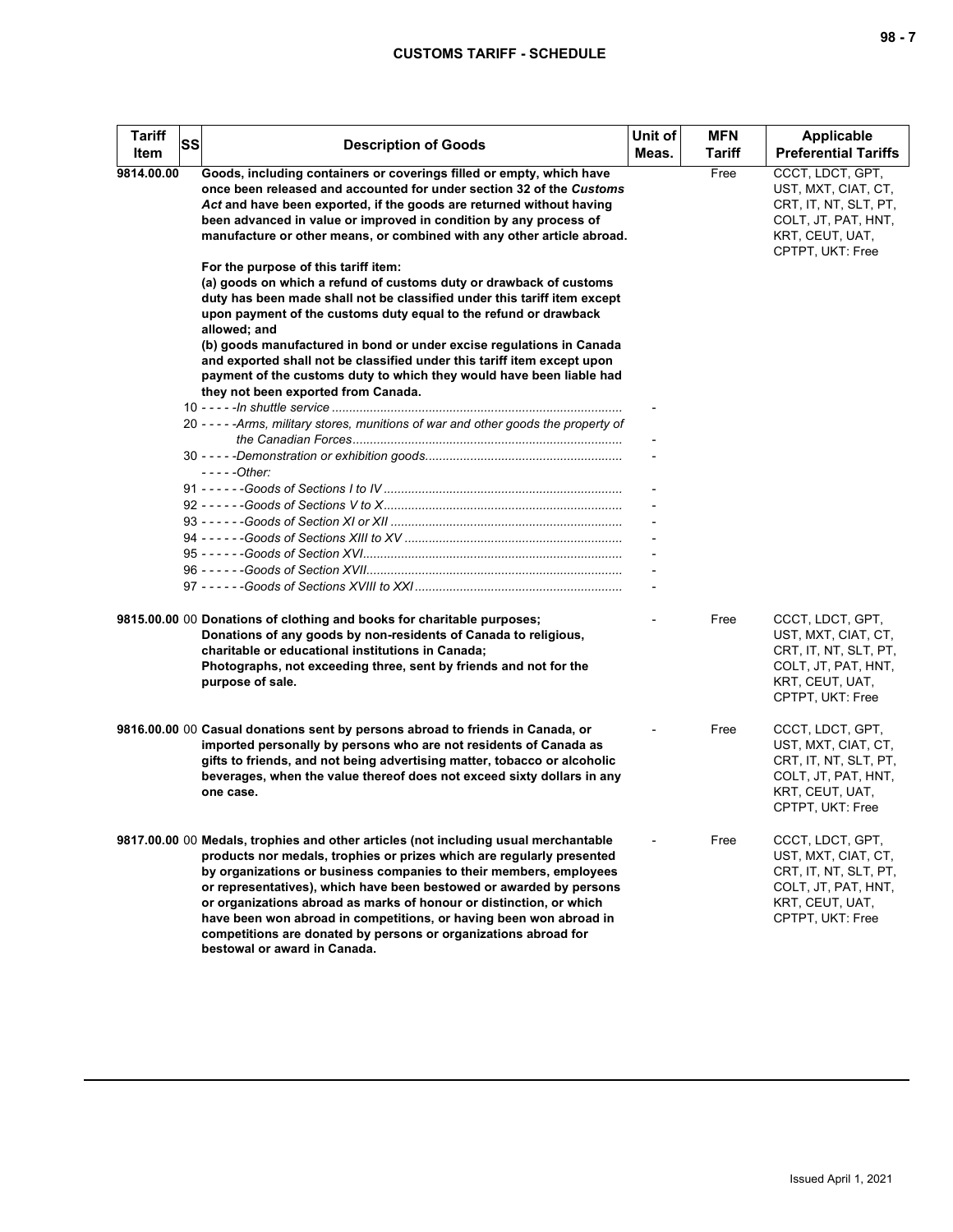| Tariff Item | SS | Description of Goods | Unit of Meas. | MFN Tariff | Applicable Preferential Tariffs |
|---|---|---|---|---|---|
| 9814.00.00 | | **Goods, including containers or coverings filled or empty, which have once been released and accounted for under section 32 of the *Customs Act* and have been exported, if the goods are returned without having been advanced in value or improved in condition by any process of manufacture or other means, or combined with any other article abroad.** | | Free | CCCT, LDCT, GPT, UST, MXT, CIAT, CT, CRT, IT, NT, SLT, PT, COLT, JT, PAT, HNT, KRT, CEUT, UAT, CPTPT, UKT: Free |
| | | **For the purpose of this tariff item:** | | | |
| | | **(a) goods on which a refund of customs duty or drawback of customs duty has been made shall not be classified under this tariff item except upon payment of the customs duty equal to the refund or drawback allowed; and** | | | |
| | | **(b) goods manufactured in bond or under excise regulations in Canada and exported shall not be classified under this tariff item except upon payment of the customs duty to which they would have been liable had they not been exported from Canada.** | | | |
| | | 10 - - - - -*In shuttle service* | - | | |
| | | 20 - - - - -*Arms, military stores, munitions of war and other goods the property of the Canadian Forces* | - | | |
| | | 30 - - - - -*Demonstration or exhibition goods* | - | | |
| | | - - - - -*Other:* | | | |
| | | 91 - - - - - -*Goods of Sections I to IV* | - | | |
| | | 92 - - - - - -*Goods of Sections V to X* | - | | |
| | | 93 - - - - - -*Goods of Section XI or XII* | - | | |
| | | 94 - - - - - -*Goods of Sections XIII to XV* | - | | |
| | | 95 - - - - - -*Goods of Section XVI* | - | | |
| | | 96 - - - - - -*Goods of Section XVII* | - | | |
| | | 97 - - - - - -*Goods of Sections XVIII to XXI* | - | | |
| 9815.00.00 | 00 | **Donations of clothing and books for charitable purposes; Donations of any goods by non-residents of Canada to religious, charitable or educational institutions in Canada; Photographs, not exceeding three, sent by friends and not for the purpose of sale.** | - | Free | CCCT, LDCT, GPT, UST, MXT, CIAT, CT, CRT, IT, NT, SLT, PT, COLT, JT, PAT, HNT, KRT, CEUT, UAT, CPTPT, UKT: Free |
| 9816.00.00 | 00 | **Casual donations sent by persons abroad to friends in Canada, or imported personally by persons who are not residents of Canada as gifts to friends, and not being advertising matter, tobacco or alcoholic beverages, when the value thereof does not exceed sixty dollars in any one case.** | - | Free | CCCT, LDCT, GPT, UST, MXT, CIAT, CT, CRT, IT, NT, SLT, PT, COLT, JT, PAT, HNT, KRT, CEUT, UAT, CPTPT, UKT: Free |
| 9817.00.00 | 00 | **Medals, trophies and other articles (not including usual merchantable products nor medals, trophies or prizes which are regularly presented by organizations or business companies to their members, employees or representatives), which have been bestowed or awarded by persons or organizations abroad as marks of honour or distinction, or which have been won abroad in competitions, or having been won abroad in competitions are donated by persons or organizations abroad for bestowal or award in Canada.** | - | Free | CCCT, LDCT, GPT, UST, MXT, CIAT, CT, CRT, IT, NT, SLT, PT, COLT, JT, PAT, HNT, KRT, CEUT, UAT, CPTPT, UKT: Free |

Issued April 1, 2021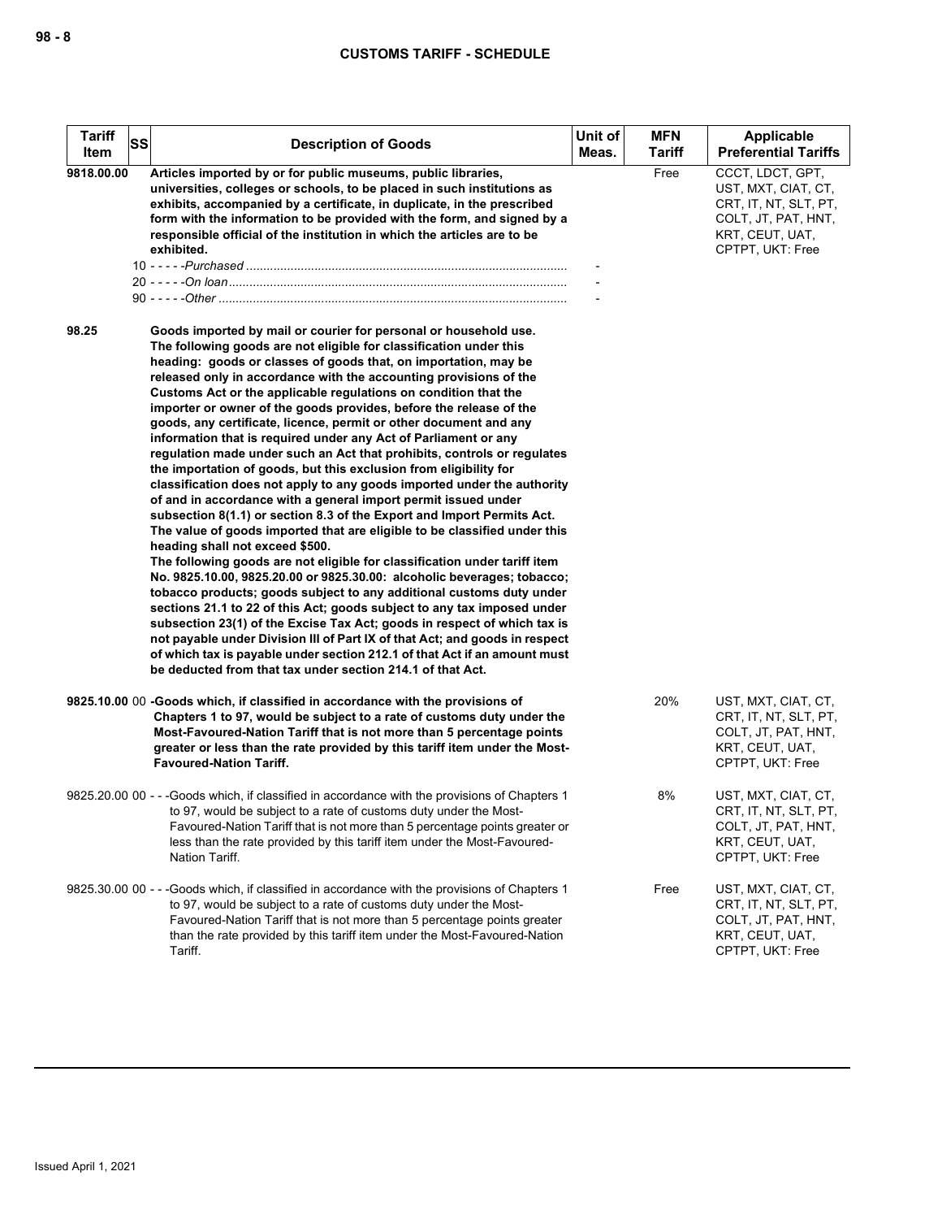| Tariff Item | SS | Description of Goods | Unit of Meas. | MFN Tariff | Applicable Preferential Tariffs |
|---|---|---|---|---|---|
| 9818.00.00 | | **Articles imported by or for public museums, public libraries, universities, colleges or schools, to be placed in such institutions as exhibits, accompanied by a certificate, in duplicate, in the prescribed form with the information to be provided with the form, and signed by a responsible official of the institution in which the articles are to be exhibited.** | | Free | CCCT, LDCT, GPT, UST, MXT, CIAT, CT, CRT, IT, NT, SLT, PT, COLT, JT, PAT, HNT, KRT, CEUT, UAT, CPTPT, UKT: Free |
| | 10 | - - - - -*Purchased* | - | | |
| | 20 | - - - - -*On loan* | - | | |
| | 90 | - - - - -*Other* | - | | |
| 98.25 | | **Goods imported by mail or courier for personal or household use. The following goods are not eligible for classification under this heading: goods or classes of goods that, on importation, may be released only in accordance with the accounting provisions of the Customs Act or the applicable regulations on condition that the importer or owner of the goods provides, before the release of the goods, any certificate, licence, permit or other document and any information that is required under any Act of Parliament or any regulation made under such an Act that prohibits, controls or regulates the importation of goods, but this exclusion from eligibility for classification does not apply to any goods imported under the authority of and in accordance with a general import permit issued under subsection 8(1.1) or section 8.3 of the Export and Import Permits Act. The value of goods imported that are eligible to be classified under this heading shall not exceed $500.**<br>**The following goods are not eligible for classification under tariff item No. 9825.10.00, 9825.20.00 or 9825.30.00: alcoholic beverages; tobacco; tobacco products; goods subject to any additional customs duty under sections 21.1 to 22 of this Act; goods subject to any tax imposed under subsection 23(1) of the Excise Tax Act; goods in respect of which tax is not payable under Division III of Part IX of that Act; and goods in respect of which tax is payable under section 212.1 of that Act if an amount must be deducted from that tax under section 214.1 of that Act.** | | | |
| 9825.10.00 | 00 | **-Goods which, if classified in accordance with the provisions of Chapters 1 to 97, would be subject to a rate of customs duty under the Most-Favoured-Nation Tariff that is not more than 5 percentage points greater or less than the rate provided by this tariff item under the Most-Favoured-Nation Tariff.** | | 20% | UST, MXT, CIAT, CT, CRT, IT, NT, SLT, PT, COLT, JT, PAT, HNT, KRT, CEUT, UAT, CPTPT, UKT: Free |
| 9825.20.00 | 00 | - - -Goods which, if classified in accordance with the provisions of Chapters 1 to 97, would be subject to a rate of customs duty under the Most-Favoured-Nation Tariff that is not more than 5 percentage points greater or less than the rate provided by this tariff item under the Most-Favoured-Nation Tariff. | | 8% | UST, MXT, CIAT, CT, CRT, IT, NT, SLT, PT, COLT, JT, PAT, HNT, KRT, CEUT, UAT, CPTPT, UKT: Free |
| 9825.30.00 | 00 | - - -Goods which, if classified in accordance with the provisions of Chapters 1 to 97, would be subject to a rate of customs duty under the Most-Favoured-Nation Tariff that is not more than 5 percentage points greater than the rate provided by this tariff item under the Most-Favoured-Nation Tariff. | | Free | UST, MXT, CIAT, CT, CRT, IT, NT, SLT, PT, COLT, JT, PAT, HNT, KRT, CEUT, UAT, CPTPT, UKT: Free |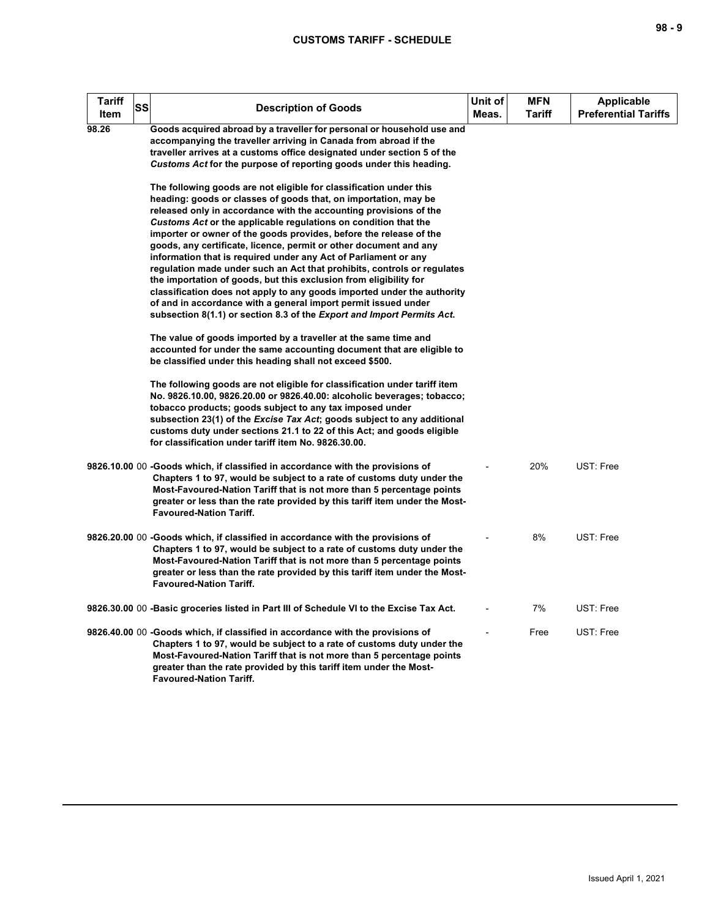| Tariff Item | SS | Description of Goods | Unit of Meas. | MFN Tariff | Applicable Preferential Tariffs |
|---|---|---|---|---|---|
| 98.26 | | Goods acquired abroad by a traveller for personal or household use and accompanying the traveller arriving in Canada from abroad if the traveller arrives at a customs office designated under section 5 of the *Customs Act* for the purpose of reporting goods under this heading.<br><br>The following goods are not eligible for classification under this heading: goods or classes of goods that, on importation, may be released only in accordance with the accounting provisions of the *Customs Act* or the applicable regulations on condition that the importer or owner of the goods provides, before the release of the goods, any certificate, licence, permit or other document and any information that is required under any Act of Parliament or any regulation made under such an Act that prohibits, controls or regulates the importation of goods, but this exclusion from eligibility for classification does not apply to any goods imported under the authority of and in accordance with a general import permit issued under subsection 8(1.1) or section 8.3 of the *Export and Import Permits Act*.<br><br>The value of goods imported by a traveller at the same time and accounted for under the same accounting document that are eligible to be classified under this heading shall not exceed $500.<br><br>The following goods are not eligible for classification under tariff item No. 9826.10.00, 9826.20.00 or 9826.40.00: alcoholic beverages; tobacco; tobacco products; goods subject to any tax imposed under subsection 23(1) of the *Excise Tax Act*; goods subject to any additional customs duty under sections 21.1 to 22 of this Act; and goods eligible for classification under tariff item No. 9826.30.00. | | | |
| 9826.10.00 | 00 | -Goods which, if classified in accordance with the provisions of Chapters 1 to 97, would be subject to a rate of customs duty under the Most-Favoured-Nation Tariff that is not more than 5 percentage points greater or less than the rate provided by this tariff item under the Most-Favoured-Nation Tariff. | - | 20% | UST: Free |
| 9826.20.00 | 00 | -Goods which, if classified in accordance with the provisions of Chapters 1 to 97, would be subject to a rate of customs duty under the Most-Favoured-Nation Tariff that is not more than 5 percentage points greater or less than the rate provided by this tariff item under the Most-Favoured-Nation Tariff. | - | 8% | UST: Free |
| 9826.30.00 | 00 | -Basic groceries listed in Part III of Schedule VI to the Excise Tax Act. | - | 7% | UST: Free |
| 9826.40.00 | 00 | -Goods which, if classified in accordance with the provisions of Chapters 1 to 97, would be subject to a rate of customs duty under the Most-Favoured-Nation Tariff that is not more than 5 percentage points greater than the rate provided by this tariff item under the Most-Favoured-Nation Tariff. | - | Free | UST: Free |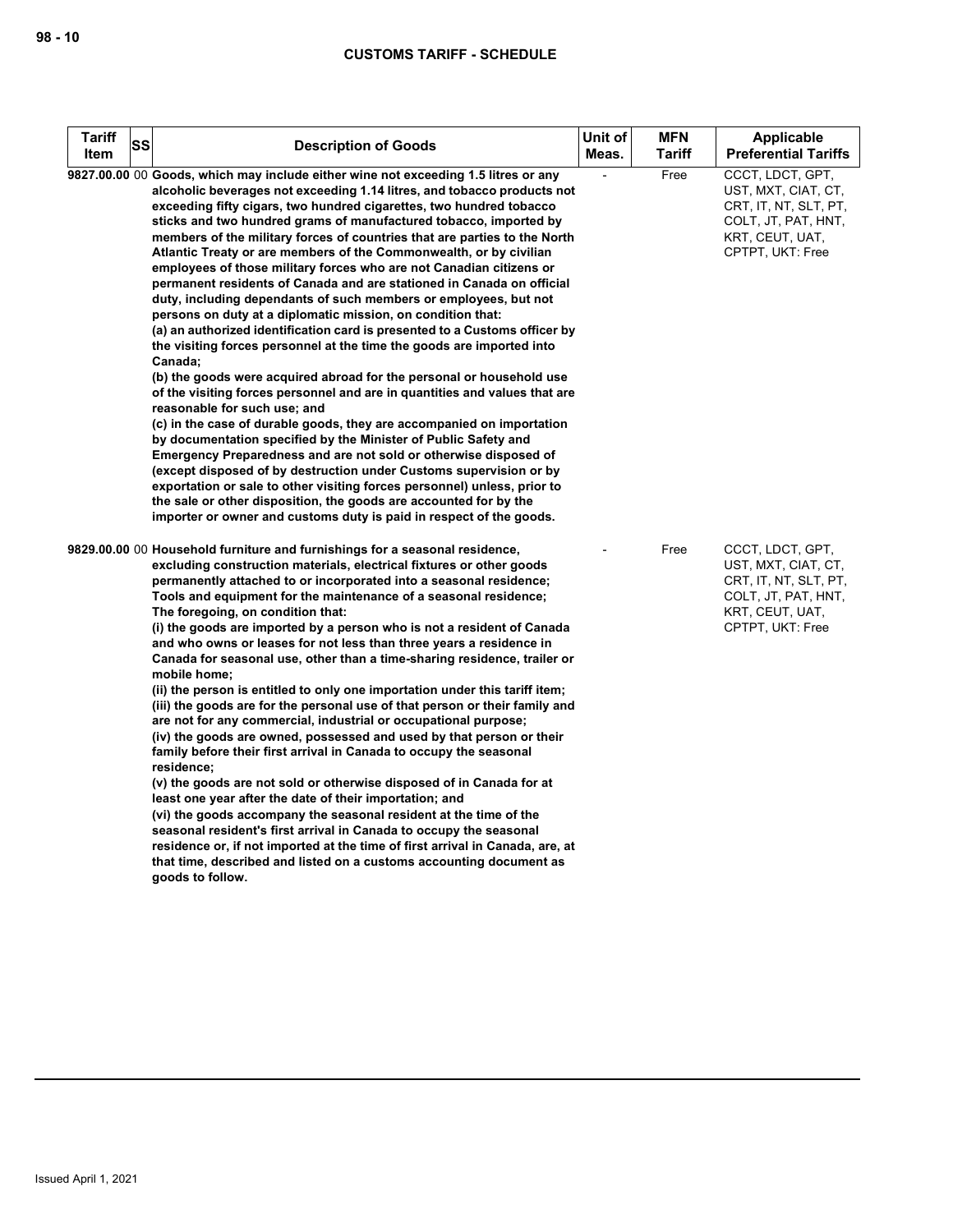| Tariff Item | SS | Description of Goods | Unit of Meas. | MFN Tariff | Applicable Preferential Tariffs |
|---|---|---|---|---|---|
| 9827.00.00 | 00 | **Goods, which may include either wine not exceeding 1.5 litres or any alcoholic beverages not exceeding 1.14 litres, and tobacco products not exceeding fifty cigars, two hundred cigarettes, two hundred tobacco sticks and two hundred grams of manufactured tobacco, imported by members of the military forces of countries that are parties to the North Atlantic Treaty or are members of the Commonwealth, or by civilian employees of those military forces who are not Canadian citizens or permanent residents of Canada and are stationed in Canada on official duty, including dependants of such members or employees, but not persons on duty at a diplomatic mission, on condition that:**<br>**(a) an authorized identification card is presented to a Customs officer by the visiting forces personnel at the time the goods are imported into Canada;**<br>**(b) the goods were acquired abroad for the personal or household use of the visiting forces personnel and are in quantities and values that are reasonable for such use; and**<br>**(c) in the case of durable goods, they are accompanied on importation by documentation specified by the Minister of Public Safety and Emergency Preparedness and are not sold or otherwise disposed of (except disposed of by destruction under Customs supervision or by exportation or sale to other visiting forces personnel) unless, prior to the sale or other disposition, the goods are accounted for by the importer or owner and customs duty is paid in respect of the goods.** | - | Free | CCCT, LDCT, GPT, UST, MXT, CIAT, CT, CRT, IT, NT, SLT, PT, COLT, JT, PAT, HNT, KRT, CEUT, UAT, CPTPT, UKT: Free |
| 9829.00.00 | 00 | **Household furniture and furnishings for a seasonal residence, excluding construction materials, electrical fixtures or other goods permanently attached to or incorporated into a seasonal residence;**<br>**Tools and equipment for the maintenance of a seasonal residence;**<br>**The foregoing, on condition that:**<br>**(i) the goods are imported by a person who is not a resident of Canada and who owns or leases for not less than three years a residence in Canada for seasonal use, other than a time-sharing residence, trailer or mobile home;**<br>**(ii) the person is entitled to only one importation under this tariff item;**<br>**(iii) the goods are for the personal use of that person or their family and are not for any commercial, industrial or occupational purpose;**<br>**(iv) the goods are owned, possessed and used by that person or their family before their first arrival in Canada to occupy the seasonal residence;**<br>**(v) the goods are not sold or otherwise disposed of in Canada for at least one year after the date of their importation; and**<br>**(vi) the goods accompany the seasonal resident at the time of the seasonal resident's first arrival in Canada to occupy the seasonal residence or, if not imported at the time of first arrival in Canada, are, at that time, described and listed on a customs accounting document as goods to follow.** | - | Free | CCCT, LDCT, GPT, UST, MXT, CIAT, CT, CRT, IT, NT, SLT, PT, COLT, JT, PAT, HNT, KRT, CEUT, UAT, CPTPT, UKT: Free |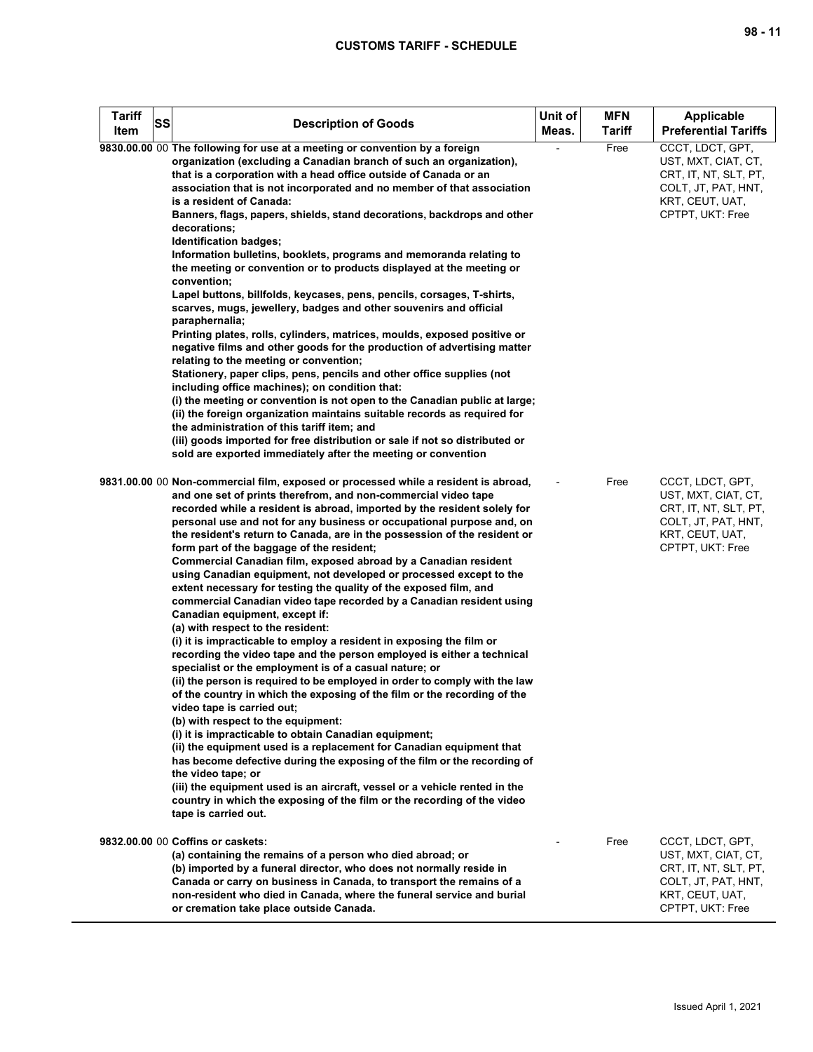| Tariff Item | SS | Description of Goods | Unit of Meas. | MFN Tariff | Applicable Preferential Tariffs |
|---|---|---|---|---|---|
| 9830.00.00 | 00 | **The following for use at a meeting or convention by a foreign organization (excluding a Canadian branch of such an organization), that is a corporation with a head office outside of Canada or an association that is not incorporated and no member of that association is a resident of Canada:**<br>**Banners, flags, papers, shields, stand decorations, backdrops and other decorations;**<br>**Identification badges;**<br>**Information bulletins, booklets, programs and memoranda relating to the meeting or convention or to products displayed at the meeting or convention;**<br>**Lapel buttons, billfolds, keycases, pens, pencils, corsages, T-shirts, scarves, mugs, jewellery, badges and other souvenirs and official paraphernalia;**<br>**Printing plates, rolls, cylinders, matrices, moulds, exposed positive or negative films and other goods for the production of advertising matter relating to the meeting or convention;**<br>**Stationery, paper clips, pens, pencils and other office supplies (not including office machines); on condition that:**<br>**(i) the meeting or convention is not open to the Canadian public at large;**<br>**(ii) the foreign organization maintains suitable records as required for the administration of this tariff item; and**<br>**(iii) goods imported for free distribution or sale if not so distributed or sold are exported immediately after the meeting or convention** | - | Free | CCCT, LDCT, GPT, UST, MXT, CIAT, CT, CRT, IT, NT, SLT, PT, COLT, JT, PAT, HNT, KRT, CEUT, UAT, CPTPT, UKT: Free |
| 9831.00.00 | 00 | **Non-commercial film, exposed or processed while a resident is abroad, and one set of prints therefrom, and non-commercial video tape recorded while a resident is abroad, imported by the resident solely for personal use and not for any business or occupational purpose and, on the resident's return to Canada, are in the possession of the resident or form part of the baggage of the resident;**<br>**Commercial Canadian film, exposed abroad by a Canadian resident using Canadian equipment, not developed or processed except to the extent necessary for testing the quality of the exposed film, and commercial Canadian video tape recorded by a Canadian resident using Canadian equipment, except if:**<br>**(a) with respect to the resident:**<br>**(i) it is impracticable to employ a resident in exposing the film or recording the video tape and the person employed is either a technical specialist or the employment is of a casual nature; or**<br>**(ii) the person is required to be employed in order to comply with the law of the country in which the exposing of the film or the recording of the video tape is carried out;**<br>**(b) with respect to the equipment:**<br>**(i) it is impracticable to obtain Canadian equipment;**<br>**(ii) the equipment used is a replacement for Canadian equipment that has become defective during the exposing of the film or the recording of the video tape; or**<br>**(iii) the equipment used is an aircraft, vessel or a vehicle rented in the country in which the exposing of the film or the recording of the video tape is carried out.** | - | Free | CCCT, LDCT, GPT, UST, MXT, CIAT, CT, CRT, IT, NT, SLT, PT, COLT, JT, PAT, HNT, KRT, CEUT, UAT, CPTPT, UKT: Free |
| 9832.00.00 | 00 | **Coffins or caskets:**<br>**(a) containing the remains of a person who died abroad; or**<br>**(b) imported by a funeral director, who does not normally reside in Canada or carry on business in Canada, to transport the remains of a non-resident who died in Canada, where the funeral service and burial or cremation take place outside Canada.** | - | Free | CCCT, LDCT, GPT, UST, MXT, CIAT, CT, CRT, IT, NT, SLT, PT, COLT, JT, PAT, HNT, KRT, CEUT, UAT, CPTPT, UKT: Free |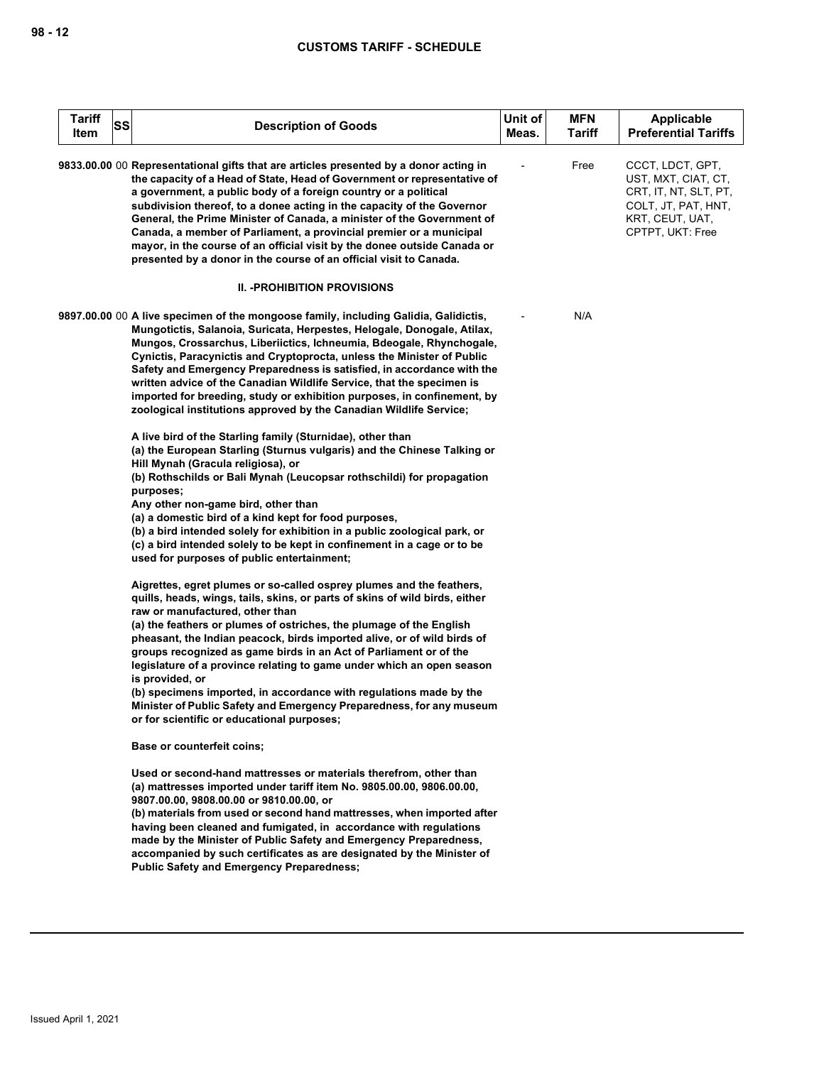| Tariff Item | SS | Description of Goods | Unit of Meas. | MFN Tariff | Applicable Preferential Tariffs |
|---|---|---|---|---|---|
| 9833.00.00 | 00 | **Representational gifts that are articles presented by a donor acting in the capacity of a Head of State, Head of Government or representative of a government, a public body of a foreign country or a political subdivision thereof, to a donee acting in the capacity of the Governor General, the Prime Minister of Canada, a minister of the Government of Canada, a member of Parliament, a provincial premier or a municipal mayor, in the course of an official visit by the donee outside Canada or presented by a donor in the course of an official visit to Canada.** | - | Free | CCCT, LDCT, GPT, UST, MXT, CIAT, CT, CRT, IT, NT, SLT, PT, COLT, JT, PAT, HNT, KRT, CEUT, UAT, CPTPT, UKT: Free |
| | | **II. -PROHIBITION PROVISIONS** | | | |
| 9897.00.00 | 00 | **A live specimen of the mongoose family, including Galidia, Galidictis, Mungotictis, Salanoia, Suricata, Herpestes, Helogale, Donogale, Atilax, Mungos, Crossarchus, Liberiictics, Ichneumia, Bdeogale, Rhynchogale, Cynictis, Paracynictis and Cryptoprocta, unless the Minister of Public Safety and Emergency Preparedness is satisfied, in accordance with the written advice of the Canadian Wildlife Service, that the specimen is imported for breeding, study or exhibition purposes, in confinement, by zoological institutions approved by the Canadian Wildlife Service;**<br><br>**A live bird of the Starling family (Sturnidae), other than**<br>**(a) the European Starling (Sturnus vulgaris) and the Chinese Talking or Hill Mynah (Gracula religiosa), or**<br>**(b) Rothschilds or Bali Mynah (Leucopsar rothschildi) for propagation purposes;**<br>**Any other non-game bird, other than**<br>**(a) a domestic bird of a kind kept for food purposes,**<br>**(b) a bird intended solely for exhibition in a public zoological park, or**<br>**(c) a bird intended solely to be kept in confinement in a cage or to be used for purposes of public entertainment;**<br><br>**Aigrettes, egret plumes or so-called osprey plumes and the feathers, quills, heads, wings, tails, skins, or parts of skins of wild birds, either raw or manufactured, other than**<br>**(a) the feathers or plumes of ostriches, the plumage of the English pheasant, the Indian peacock, birds imported alive, or of wild birds of groups recognized as game birds in an Act of Parliament or of the legislature of a province relating to game under which an open season is provided, or**<br>**(b) specimens imported, in accordance with regulations made by the Minister of Public Safety and Emergency Preparedness, for any museum or for scientific or educational purposes;**<br><br>**Base or counterfeit coins;**<br><br>**Used or second-hand mattresses or materials therefrom, other than**<br>**(a) mattresses imported under tariff item No. 9805.00.00, 9806.00.00, 9807.00.00, 9808.00.00 or 9810.00.00, or**<br>**(b) materials from used or second hand mattresses, when imported after having been cleaned and fumigated, in accordance with regulations made by the Minister of Public Safety and Emergency Preparedness, accompanied by such certificates as are designated by the Minister of Public Safety and Emergency Preparedness;** | - | N/A | |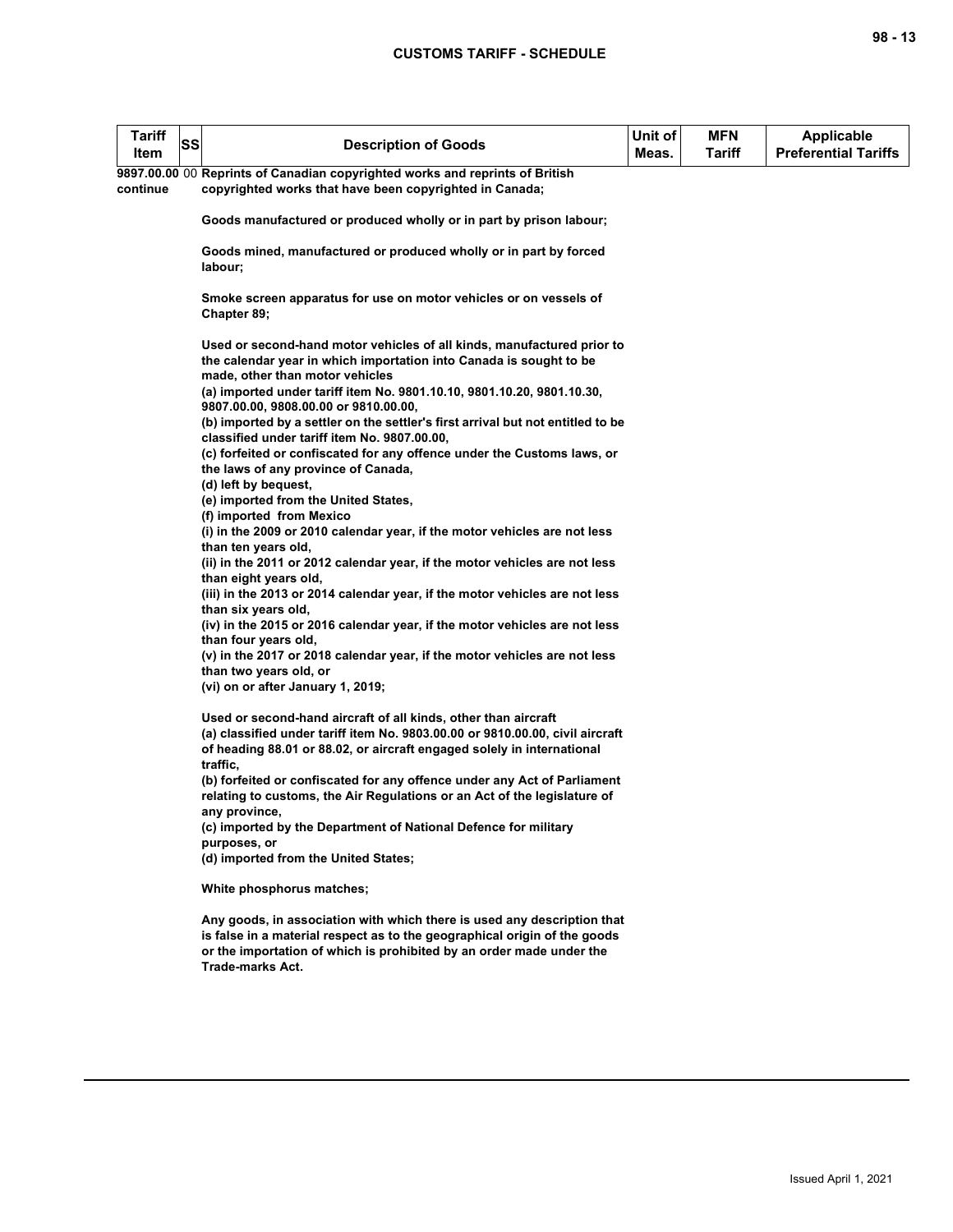| Tariff Item | SS | Description of Goods | Unit of Meas. | MFN Tariff | Applicable Preferential Tariffs |
|---|---|---|---|---|---|
| **9897.00.00 continue** | 00 | **Reprints of Canadian copyrighted works and reprints of British copyrighted works that have been copyrighted in Canada;**<br><br>**Goods manufactured or produced wholly or in part by prison labour;**<br><br>**Goods mined, manufactured or produced wholly or in part by forced labour;**<br><br>**Smoke screen apparatus for use on motor vehicles or on vessels of Chapter 89;**<br><br>**Used or second-hand motor vehicles of all kinds, manufactured prior to the calendar year in which importation into Canada is sought to be made, other than motor vehicles**<br>**(a) imported under tariff item No. 9801.10.10, 9801.10.20, 9801.10.30, 9807.00.00, 9808.00.00 or 9810.00.00,**<br>**(b) imported by a settler on the settler's first arrival but not entitled to be classified under tariff item No. 9807.00.00,**<br>**(c) forfeited or confiscated for any offence under the Customs laws, or the laws of any province of Canada,**<br>**(d) left by bequest,**<br>**(e) imported from the United States,**<br>**(f) imported from Mexico**<br>**(i) in the 2009 or 2010 calendar year, if the motor vehicles are not less than ten years old,**<br>**(ii) in the 2011 or 2012 calendar year, if the motor vehicles are not less than eight years old,**<br>**(iii) in the 2013 or 2014 calendar year, if the motor vehicles are not less than six years old,**<br>**(iv) in the 2015 or 2016 calendar year, if the motor vehicles are not less than four years old,**<br>**(v) in the 2017 or 2018 calendar year, if the motor vehicles are not less than two years old, or**<br>**(vi) on or after January 1, 2019;**<br><br>**Used or second-hand aircraft of all kinds, other than aircraft**<br>**(a) classified under tariff item No. 9803.00.00 or 9810.00.00, civil aircraft of heading 88.01 or 88.02, or aircraft engaged solely in international traffic,**<br>**(b) forfeited or confiscated for any offence under any Act of Parliament relating to customs, the Air Regulations or an Act of the legislature of any province,**<br>**(c) imported by the Department of National Defence for military purposes, or**<br>**(d) imported from the United States;**<br><br>**White phosphorus matches;**<br><br>**Any goods, in association with which there is used any description that is false in a material respect as to the geographical origin of the goods or the importation of which is prohibited by an order made under the Trade-marks Act.** | | | |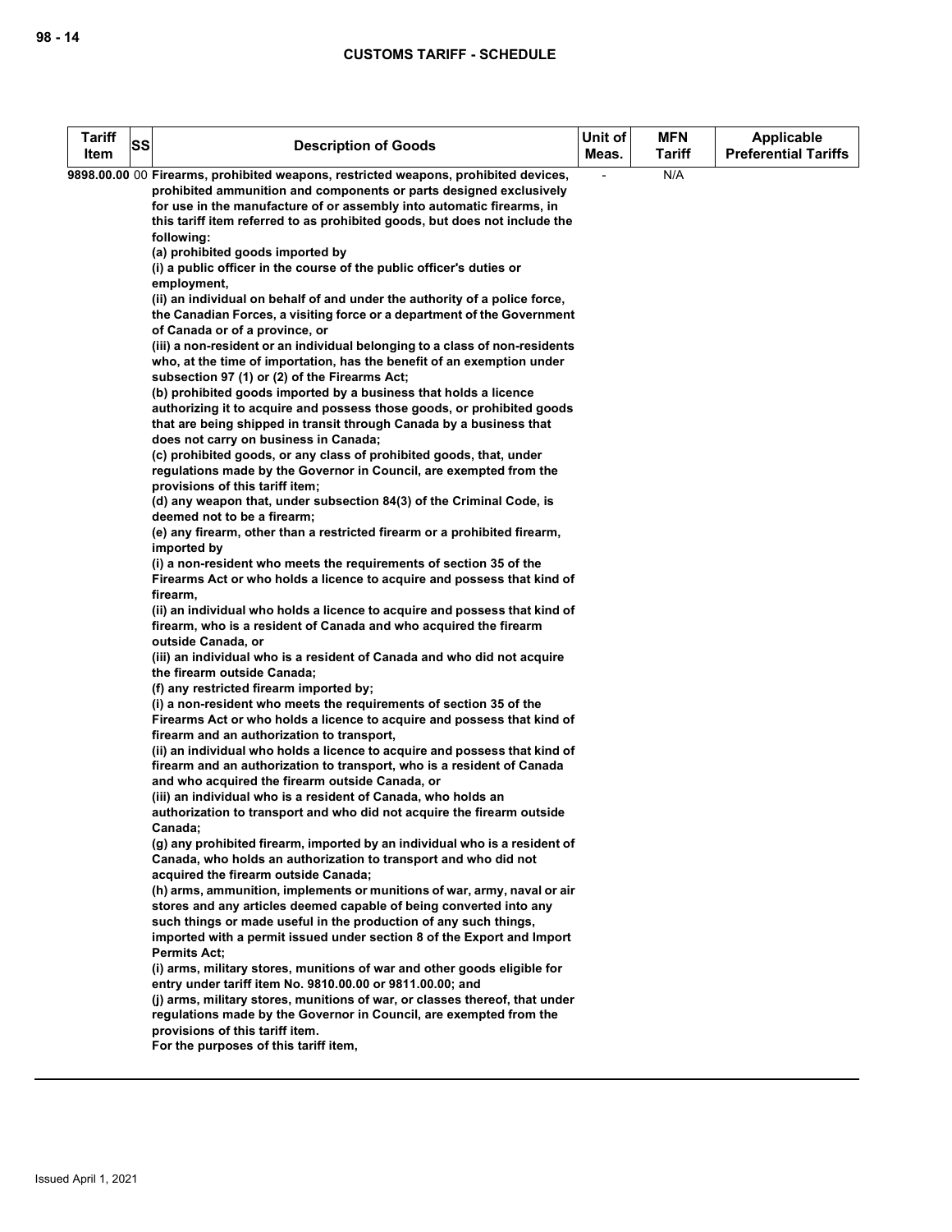| Tariff Item | SS | Description of Goods | Unit of Meas. | MFN Tariff | Applicable Preferential Tariffs |
|---|---|---|---|---|---|
| 9898.00.00 | 00 | **Firearms, prohibited weapons, restricted weapons, prohibited devices, prohibited ammunition and components or parts designed exclusively for use in the manufacture of or assembly into automatic firearms, in this tariff item referred to as prohibited goods, but does not include the following:**<br>**(a) prohibited goods imported by**<br>**(i) a public officer in the course of the public officer's duties or employment,**<br>**(ii) an individual on behalf of and under the authority of a police force, the Canadian Forces, a visiting force or a department of the Government of Canada or of a province, or**<br>**(iii) a non-resident or an individual belonging to a class of non-residents who, at the time of importation, has the benefit of an exemption under subsection 97 (1) or (2) of the Firearms Act;**<br>**(b) prohibited goods imported by a business that holds a licence authorizing it to acquire and possess those goods, or prohibited goods that are being shipped in transit through Canada by a business that does not carry on business in Canada;**<br>**(c) prohibited goods, or any class of prohibited goods, that, under regulations made by the Governor in Council, are exempted from the provisions of this tariff item;**<br>**(d) any weapon that, under subsection 84(3) of the Criminal Code, is deemed not to be a firearm;**<br>**(e) any firearm, other than a restricted firearm or a prohibited firearm, imported by**<br>**(i) a non-resident who meets the requirements of section 35 of the Firearms Act or who holds a licence to acquire and possess that kind of firearm,**<br>**(ii) an individual who holds a licence to acquire and possess that kind of firearm, who is a resident of Canada and who acquired the firearm outside Canada, or**<br>**(iii) an individual who is a resident of Canada and who did not acquire the firearm outside Canada;**<br>**(f) any restricted firearm imported by;**<br>**(i) a non-resident who meets the requirements of section 35 of the Firearms Act or who holds a licence to acquire and possess that kind of firearm and an authorization to transport,**<br>**(ii) an individual who holds a licence to acquire and possess that kind of firearm and an authorization to transport, who is a resident of Canada and who acquired the firearm outside Canada, or**<br>**(iii) an individual who is a resident of Canada, who holds an authorization to transport and who did not acquire the firearm outside Canada;**<br>**(g) any prohibited firearm, imported by an individual who is a resident of Canada, who holds an authorization to transport and who did not acquired the firearm outside Canada;**<br>**(h) arms, ammunition, implements or munitions of war, army, naval or air stores and any articles deemed capable of being converted into any such things or made useful in the production of any such things, imported with a permit issued under section 8 of the Export and Import Permits Act;**<br>**(i) arms, military stores, munitions of war and other goods eligible for entry under tariff item No. 9810.00.00 or 9811.00.00; and**<br>**(j) arms, military stores, munitions of war, or classes thereof, that under regulations made by the Governor in Council, are exempted from the provisions of this tariff item.**<br>**For the purposes of this tariff item,** | - | N/A | |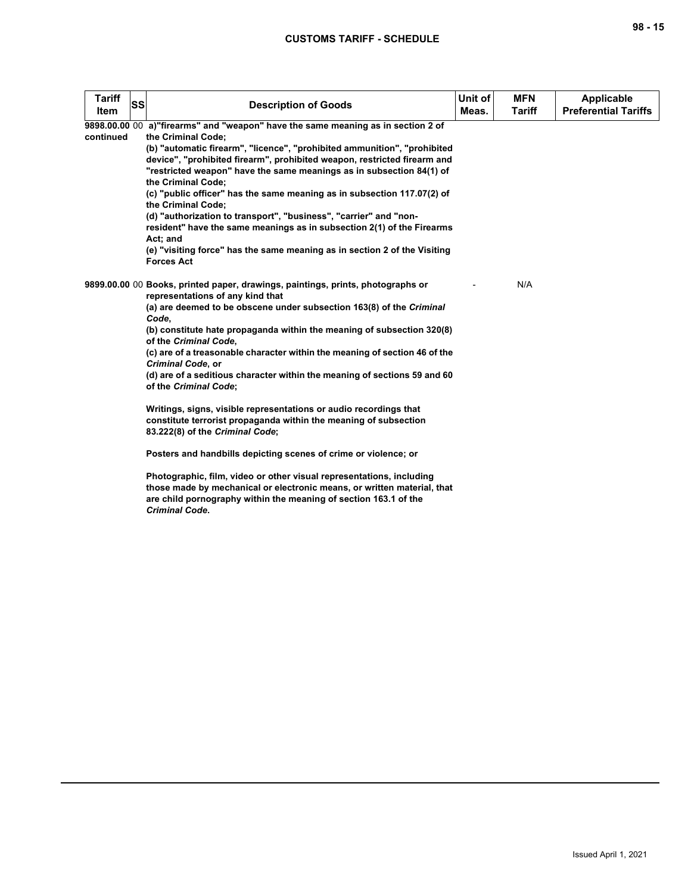## CUSTOMS TARIFF - SCHEDULE

| Tariff Item | SS | Description of Goods | Unit of Meas. | MFN Tariff | Applicable Preferential Tariffs |
|---|---|---|---|---|---|
| 9898.00.00 continued | 00 | a)"firearms" and "weapon" have the same meaning as in section 2 of the Criminal Code;<br>(b) "automatic firearm", "licence", "prohibited ammunition", "prohibited device", "prohibited firearm", prohibited weapon, restricted firearm and "restricted weapon" have the same meanings as in subsection 84(1) of the Criminal Code;<br>(c) "public officer" has the same meaning as in subsection 117.07(2) of the Criminal Code;<br>(d) "authorization to transport", "business", "carrier" and "non-resident" have the same meanings as in subsection 2(1) of the Firearms Act; and<br>(e) "visiting force" has the same meaning as in section 2 of the Visiting Forces Act | | | |
| 9899.00.00 | 00 | Books, printed paper, drawings, paintings, prints, photographs or representations of any kind that<br>(a) are deemed to be obscene under subsection 163(8) of the *Criminal Code*,<br>(b) constitute hate propaganda within the meaning of subsection 320(8) of the *Criminal Code*,<br>(c) are of a treasonable character within the meaning of section 46 of the *Criminal Code*, or<br>(d) are of a seditious character within the meaning of sections 59 and 60 of the *Criminal Code*;<br><br>Writings, signs, visible representations or audio recordings that constitute terrorist propaganda within the meaning of subsection 83.222(8) of the *Criminal Code*;<br><br>Posters and handbills depicting scenes of crime or violence; or<br><br>Photographic, film, video or other visual representations, including those made by mechanical or electronic means, or written material, that are child pornography within the meaning of section 163.1 of the *Criminal Code*. | - | N/A | |